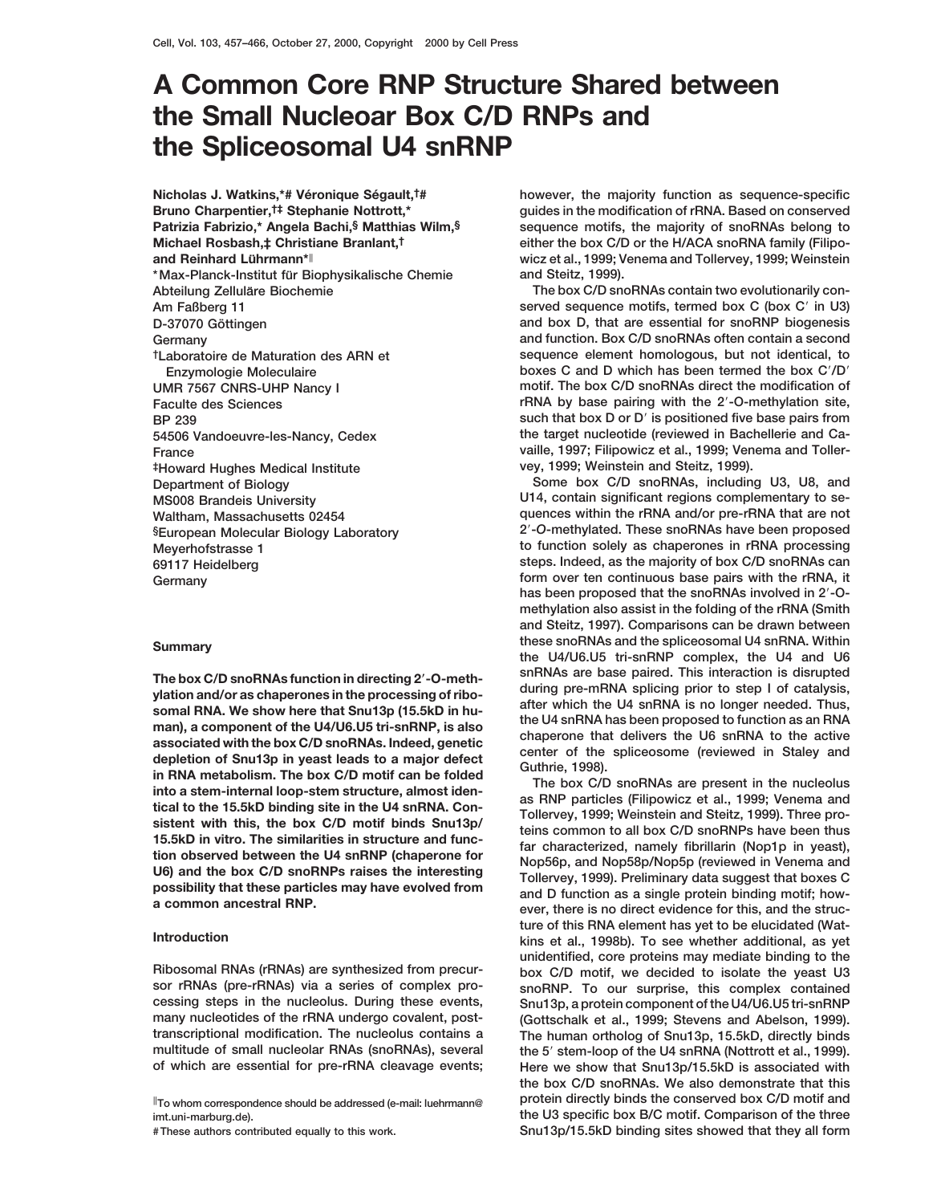# A Common Core RNP Structure Shared between the Small Nucleoar Box C/D RNPs and the Spliceosomal U4 snRNP

**Nicholas J. Watkins,\*# Véronique Ségault,†# Bruno Charpentier,†‡ Stephanie Nottrott,\* Patrizia Fabrizio,\* Angela Bachi,§ Matthias Wilm,§ Michael Rosbash,‡ Christiane Branlant,† and Reinhard Lührmann\*‖**

\*Max-Planck-Institut für Biophysikalische Chemie
Abteilung Zelluläre Biochemie
Am Faßberg 11
D-37070 Göttingen
Germany
†Laboratoire de Maturation des ARN et Enzymologie Moleculaire
UMR 7567 CNRS-UHP Nancy I
Faculte des Sciences
BP 239
54506 Vandoeuvre-les-Nancy, Cedex
France
‡Howard Hughes Medical Institute
Department of Biology
MS008 Brandeis University
Waltham, Massachusetts 02454
§European Molecular Biology Laboratory
Meyerhofstrasse 1
69117 Heidelberg
Germany

## Summary

**The box C/D snoRNAs function in directing 2′-O-methylation and/or as chaperones in the processing of ribosomal RNA. We show here that Snu13p (15.5kD in human), a component of the U4/U6.U5 tri-snRNP, is also associated with the box C/D snoRNAs. Indeed, genetic depletion of Snu13p in yeast leads to a major defect in RNA metabolism. The box C/D motif can be folded into a stem-internal loop-stem structure, almost identical to the 15.5kD binding site in the U4 snRNA. Consistent with this, the box C/D motif binds Snu13p/15.5kD in vitro. The similarities in structure and function observed between the U4 snRNP (chaperone for U6) and the box C/D snoRNPs raises the interesting possibility that these particles may have evolved from a common ancestral RNP.**

## Introduction

Ribosomal RNAs (rRNAs) are synthesized from precursor rRNAs (pre-rRNAs) via a series of complex processing steps in the nucleolus. During these events, many nucleotides of the rRNA undergo covalent, post-transcriptional modification. The nucleolus contains a multitude of small nucleolar RNAs (snoRNAs), several of which are essential for pre-rRNA cleavage events; however, the majority function as sequence-specific guides in the modification of rRNA. Based on conserved sequence motifs, the majority of snoRNAs belong to either the box C/D or the H/ACA snoRNA family (Filipowicz et al., 1999; Venema and Tollervey, 1999; Weinstein and Steitz, 1999).

The box C/D snoRNAs contain two evolutionarily conserved sequence motifs, termed box C (box C′ in U3) and box D, that are essential for snoRNP biogenesis and function. Box C/D snoRNAs often contain a second sequence element homologous, but not identical, to boxes C and D which has been termed the box C′/D′ motif. The box C/D snoRNAs direct the modification of rRNA by base pairing with the 2′-O-methylation site, such that box D or D′ is positioned five base pairs from the target nucleotide (reviewed in Bachellerie and Cavaille, 1997; Filipowicz et al., 1999; Venema and Tollervey, 1999; Weinstein and Steitz, 1999).

Some box C/D snoRNAs, including U3, U8, and U14, contain significant regions complementary to sequences within the rRNA and/or pre-rRNA that are not 2′-O-methylated. These snoRNAs have been proposed to function solely as chaperones in rRNA processing steps. Indeed, as the majority of box C/D snoRNAs can form over ten continuous base pairs with the rRNA, it has been proposed that the snoRNAs involved in 2′-O-methylation also assist in the folding of the rRNA (Smith and Steitz, 1997). Comparisons can be drawn between these snoRNAs and the spliceosomal U4 snRNA. Within the U4/U6.U5 tri-snRNP complex, the U4 and U6 snRNAs are base paired. This interaction is disrupted during pre-mRNA splicing prior to step I of catalysis, after which the U4 snRNA is no longer needed. Thus, the U4 snRNA has been proposed to function as an RNA chaperone that delivers the U6 snRNA to the active center of the spliceosome (reviewed in Staley and Guthrie, 1998).

The box C/D snoRNAs are present in the nucleolus as RNP particles (Filipowicz et al., 1999; Venema and Tollervey, 1999; Weinstein and Steitz, 1999). Three proteins common to all box C/D snoRNPs have been thus far characterized, namely fibrillarin (Nop1p in yeast), Nop56p, and Nop58p/Nop5p (reviewed in Venema and Tollervey, 1999). Preliminary data suggest that boxes C and D function as a single protein binding motif; however, there is no direct evidence for this, and the structure of this RNA element has yet to be elucidated (Watkins et al., 1998b). To see whether additional, as yet unidentified, core proteins may mediate binding to the box C/D motif, we decided to isolate the yeast U3 snoRNP. To our surprise, this complex contained Snu13p, a protein component of the U4/U6.U5 tri-snRNP (Gottschalk et al., 1999; Stevens and Abelson, 1999). The human ortholog of Snu13p, 15.5kD, directly binds the 5′ stem-loop of the U4 snRNA (Nottrott et al., 1999). Here we show that Snu13p/15.5kD is associated with the box C/D snoRNAs. We also demonstrate that this protein directly binds the conserved box C/D motif and the U3 specific box B/C motif. Comparison of the three Snu13p/15.5kD binding sites showed that they all form

‖To whom correspondence should be addressed (e-mail: luehrmann@imt.uni-marburg.de).
#These authors contributed equally to this work.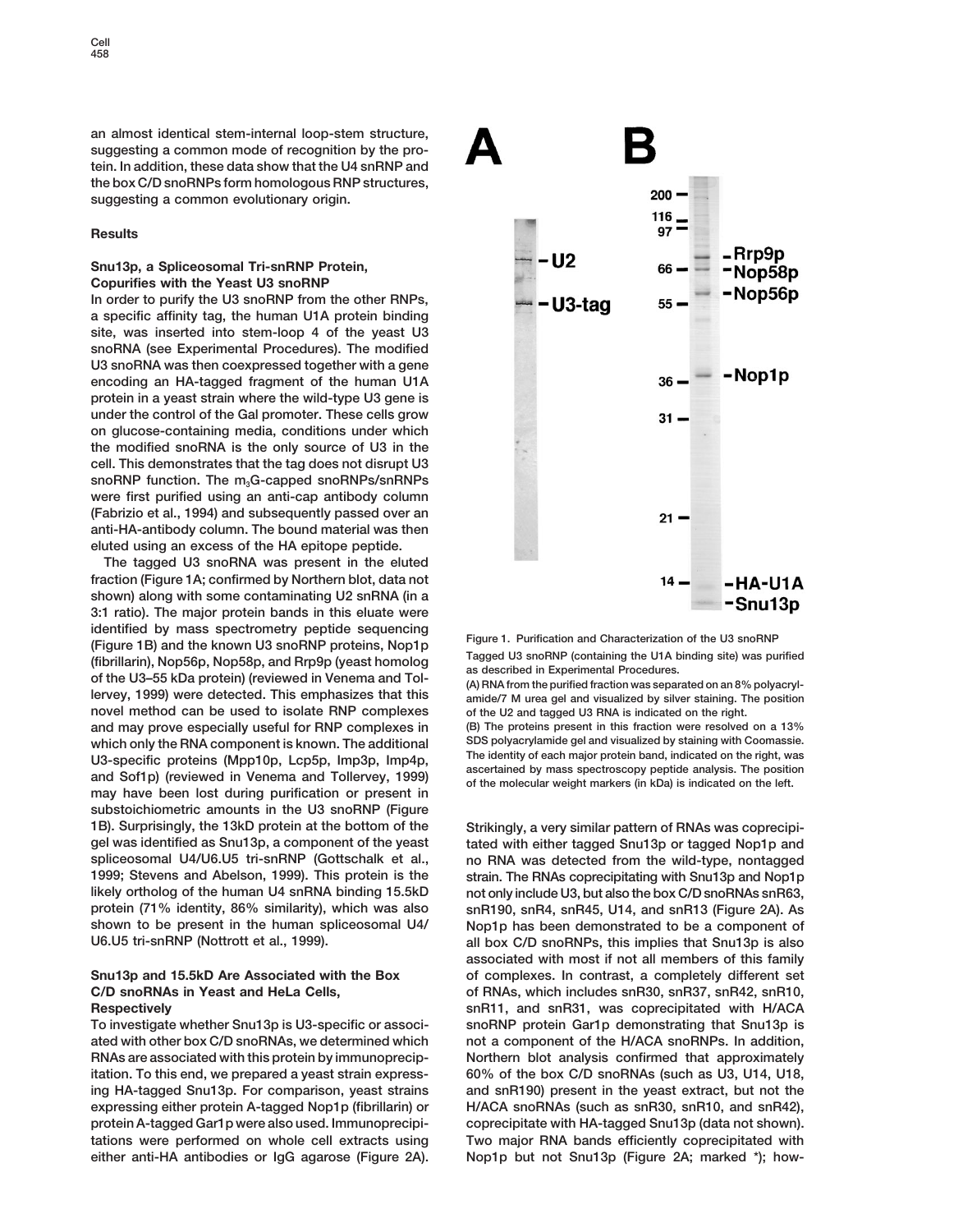an almost identical stem-internal loop-stem structure, suggesting a common mode of recognition by the protein. In addition, these data show that the U4 snRNP and the box C/D snoRNPs form homologous RNP structures, suggesting a common evolutionary origin.

## Results

### Snu13p, a Spliceosomal Tri-snRNP Protein, Copurifies with the Yeast U3 snoRNP

In order to purify the U3 snoRNP from the other RNPs, a specific affinity tag, the human U1A protein binding site, was inserted into stem-loop 4 of the yeast U3 snoRNA (see Experimental Procedures). The modified U3 snoRNA was then coexpressed together with a gene encoding an HA-tagged fragment of the human U1A protein in a yeast strain where the wild-type U3 gene is under the control of the Gal promoter. These cells grow on glucose-containing media, conditions under which the modified snoRNA is the only source of U3 in the cell. This demonstrates that the tag does not disrupt U3 snoRNP function. The $m_3G$-capped snoRNPs/snRNPs were first purified using an anti-cap antibody column (Fabrizio et al., 1994) and subsequently passed over an anti-HA-antibody column. The bound material was then eluted using an excess of the HA epitope peptide.

The tagged U3 snoRNA was present in the eluted fraction (Figure 1A; confirmed by Northern blot, data not shown) along with some contaminating U2 snRNA (in a 3:1 ratio). The major protein bands in this eluate were identified by mass spectrometry peptide sequencing (Figure 1B) and the known U3 snoRNP proteins, Nop1p (fibrillarin), Nop56p, Nop58p, and Rrp9p (yeast homolog of the U3–55 kDa protein) (reviewed in Venema and Tollervey, 1999) were detected. This emphasizes that this novel method can be used to isolate RNP complexes and may prove especially useful for RNP complexes in which only the RNA component is known. The additional U3-specific proteins (Mpp10p, Lcp5p, Imp3p, Imp4p, and Sof1p) (reviewed in Venema and Tollervey, 1999) may have been lost during purification or present in substoichiometric amounts in the U3 snoRNP (Figure 1B). Surprisingly, the 13kD protein at the bottom of the gel was identified as Snu13p, a component of the yeast spliceosomal U4/U6.U5 tri-snRNP (Gottschalk et al., 1999; Stevens and Abelson, 1999). This protein is the likely ortholog of the human U4 snRNA binding 15.5kD protein (71% identity, 86% similarity), which was also shown to be present in the human spliceosomal U4/U6.U5 tri-snRNP (Nottrott et al., 1999).

Figure 1. Purification and Characterization of the U3 snoRNP

Tagged U3 snoRNP (containing the U1A binding site) was purified as described in Experimental Procedures.

(A) RNA from the purified fraction was separated on an 8% polyacrylamide/7 M urea gel and visualized by silver staining. The position of the U2 and tagged U3 RNA is indicated on the right.

(B) The proteins present in this fraction were resolved on a 13% SDS polyacrylamide gel and visualized by staining with Coomassie. The identity of each major protein band, indicated on the right, was ascertained by mass spectroscopy peptide analysis. The position of the molecular weight markers (in kDa) is indicated on the left.

### Snu13p and 15.5kD Are Associated with the Box C/D snoRNAs in Yeast and HeLa Cells, Respectively

To investigate whether Snu13p is U3-specific or associated with other box C/D snoRNAs, we determined which RNAs are associated with this protein by immunoprecipitation. To this end, we prepared a yeast strain expressing HA-tagged Snu13p. For comparison, yeast strains expressing either protein A-tagged Nop1p (fibrillarin) or protein A-tagged Gar1p were also used. Immunoprecipitations were performed on whole cell extracts using either anti-HA antibodies or IgG agarose (Figure 2A). Strikingly, a very similar pattern of RNAs was coprecipitated with either tagged Snu13p or tagged Nop1p and no RNA was detected from the wild-type, nontagged strain. The RNAs coprecipitating with Snu13p and Nop1p not only include U3, but also the box C/D snoRNAs snR63, snR190, snR4, snR45, U14, and snR13 (Figure 2A). As Nop1p has been demonstrated to be a component of all box C/D snoRNPs, this implies that Snu13p is also associated with most if not all members of this family of complexes. In contrast, a completely different set of RNAs, which includes snR30, snR37, snR42, snR10, snR11, and snR31, was coprecipitated with H/ACA snoRNP protein Gar1p demonstrating that Snu13p is not a component of the H/ACA snoRNPs. In addition, Northern blot analysis confirmed that approximately 60% of the box C/D snoRNAs (such as U3, U14, U18, and snR190) present in the yeast extract, but not the H/ACA snoRNAs (such as snR30, snR10, and snR42), coprecipitate with HA-tagged Snu13p (data not shown). Two major RNA bands efficiently coprecipitated with Nop1p but not Snu13p (Figure 2A; marked *); how-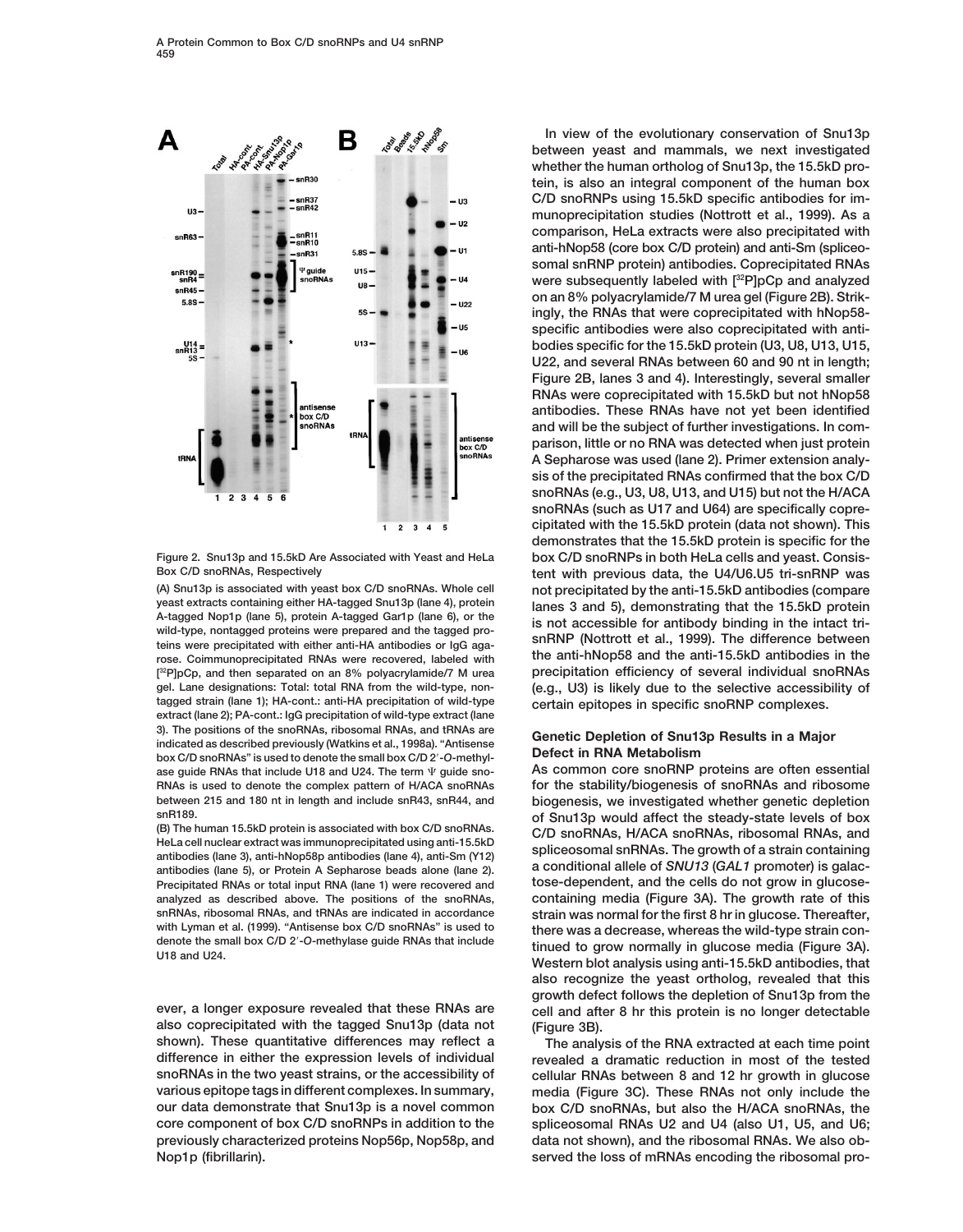Figure 2. Snu13p and 15.5kD Are Associated with Yeast and HeLa Box C/D snoRNAs, Respectively

(A) Snu13p is associated with yeast box C/D snoRNAs. Whole cell yeast extracts containing either HA-tagged Snu13p (lane 4), protein A-tagged Nop1p (lane 5), protein A-tagged Gar1p (lane 6), or the wild-type, nontagged proteins were prepared and the tagged proteins were precipitated with either anti-HA antibodies or IgG agarose. Coimmunoprecipitated RNAs were recovered, labeled with [$^{32}$P]pCp, and then separated on an 8% polyacrylamide/7 M urea gel. Lane designations: Total: total RNA from the wild-type, nontagged strain (lane 1); HA-cont.: anti-HA precipitation of wild-type extract (lane 2); PA-cont.: IgG precipitation of wild-type extract (lane 3). The positions of the snoRNAs, ribosomal RNAs, and tRNAs are indicated as described previously (Watkins et al., 1998a). "Antisense box C/D snoRNAs" is used to denote the small box C/D 2′-*O*-methylase guide RNAs that include U18 and U24. The term Ψ guide snoRNAs is used to denote the complex pattern of H/ACA snoRNAs between 215 and 180 nt in length and include snR43, snR44, and snR189.

(B) The human 15.5kD protein is associated with box C/D snoRNAs. HeLa cell nuclear extract was immunoprecipitated using anti-15.5kD antibodies (lane 3), anti-hNop58p antibodies (lane 4), anti-Sm (Y12) antibodies (lane 5), or Protein A Sepharose beads alone (lane 2). Precipitated RNAs or total input RNA (lane 1) were recovered and analyzed as described above. The positions of the snoRNAs, snRNAs, ribosomal RNAs, and tRNAs are indicated in accordance with Lyman et al. (1999). "Antisense box C/D snoRNAs" is used to denote the small box C/D 2′-*O*-methylase guide RNAs that include U18 and U24.

ever, a longer exposure revealed that these RNAs are also coprecipitated with the tagged Snu13p (data not shown). These quantitative differences may reflect a difference in either the expression levels of individual snoRNAs in the two yeast strains, or the accessibility of various epitope tags in different complexes. In summary, our data demonstrate that Snu13p is a novel common core component of box C/D snoRNPs in addition to the previously characterized proteins Nop56p, Nop58p, and Nop1p (fibrillarin).

In view of the evolutionary conservation of Snu13p between yeast and mammals, we next investigated whether the human ortholog of Snu13p, the 15.5kD protein, is also an integral component of the human box C/D snoRNPs using 15.5kD specific antibodies for immunoprecipitation studies (Nottrott et al., 1999). As a comparison, HeLa extracts were also precipitated with anti-hNop58 (core box C/D protein) and anti-Sm (spliceosomal snRNP protein) antibodies. Coprecipitated RNAs were subsequently labeled with [$^{32}$P]pCp and analyzed on an 8% polyacrylamide/7 M urea gel (Figure 2B). Strikingly, the RNAs that were coprecipitated with hNop58-specific antibodies were also coprecipitated with antibodies specific for the 15.5kD protein (U3, U8, U13, U15, U22, and several RNAs between 60 and 90 nt in length; Figure 2B, lanes 3 and 4). Interestingly, several smaller RNAs were coprecipitated with 15.5kD but not hNop58 antibodies. These RNAs have not yet been identified and will be the subject of further investigations. In comparison, little or no RNA was detected when just protein A Sepharose was used (lane 2). Primer extension analysis of the precipitated RNAs confirmed that the box C/D snoRNAs (e.g., U3, U8, U13, and U15) but not the H/ACA snoRNAs (such as U17 and U64) are specifically coprecipitated with the 15.5kD protein (data not shown). This demonstrates that the 15.5kD protein is specific for the box C/D snoRNPs in both HeLa cells and yeast. Consistent with previous data, the U4/U6.U5 tri-snRNP was not precipitated by the anti-15.5kD antibodies (compare lanes 3 and 5), demonstrating that the 15.5kD protein is not accessible for antibody binding in the intact tri-snRNP (Nottrott et al., 1999). The difference between the anti-hNop58 and the anti-15.5kD antibodies in the precipitation efficiency of several individual snoRNAs (e.g., U3) is likely due to the selective accessibility of certain epitopes in specific snoRNP complexes.

## Genetic Depletion of Snu13p Results in a Major Defect in RNA Metabolism

As common core snoRNP proteins are often essential for the stability/biogenesis of snoRNAs and ribosome biogenesis, we investigated whether genetic depletion of Snu13p would affect the steady-state levels of box C/D snoRNAs, H/ACA snoRNAs, ribosomal RNAs, and spliceosomal snRNAs. The growth of a strain containing a conditional allele of *SNU13* (*GAL1* promoter) is galactose-dependent, and the cells do not grow in glucose-containing media (Figure 3A). The growth rate of this strain was normal for the first 8 hr in glucose. Thereafter, there was a decrease, whereas the wild-type strain continued to grow normally in glucose media (Figure 3A). Western blot analysis using anti-15.5kD antibodies, that also recognize the yeast ortholog, revealed that this growth defect follows the depletion of Snu13p from the cell and after 8 hr this protein is no longer detectable (Figure 3B).

The analysis of the RNA extracted at each time point revealed a dramatic reduction in most of the tested cellular RNAs between 8 and 12 hr growth in glucose media (Figure 3C). These RNAs not only include the box C/D snoRNAs, but also the H/ACA snoRNAs, the spliceosomal RNAs U2 and U4 (also U1, U5, and U6; data not shown), and the ribosomal RNAs. We also observed the loss of mRNAs encoding the ribosomal pro-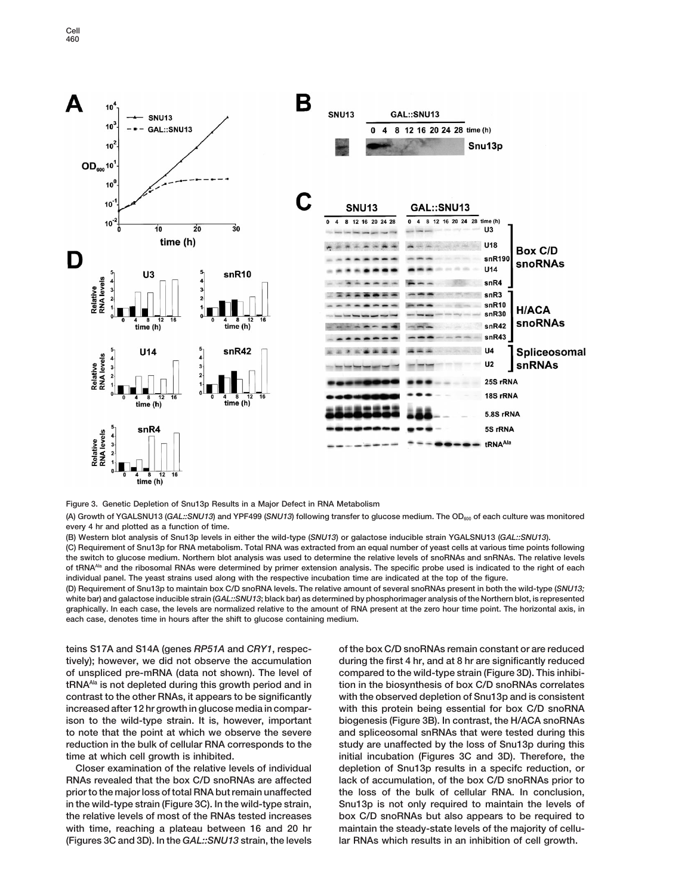Figure 3. Genetic Depletion of Snu13p Results in a Major Defect in RNA Metabolism

(A) Growth of YGALSNU13 (*GAL::SNU13*) and YPF499 (*SNU13*) following transfer to glucose medium. The $OD_{600}$ of each culture was monitored every 4 hr and plotted as a function of time.

(B) Western blot analysis of Snu13p levels in either the wild-type (*SNU13*) or galactose inducible strain YGALSNU13 (*GAL::SNU13*).

(C) Requirement of Snu13p for RNA metabolism. Total RNA was extracted from an equal number of yeast cells at various time points following the switch to glucose medium. Northern blot analysis was used to determine the relative levels of snoRNAs and snRNAs. The relative levels of $tRNA^{Ala}$ and the ribosomal RNAs were determined by primer extension analysis. The specific probe used is indicated to the right of each individual panel. The yeast strains used along with the respective incubation time are indicated at the top of the figure.

(D) Requirement of Snu13p to maintain box C/D snoRNA levels. The relative amount of several snoRNAs present in both the wild-type (*SNU13;* white bar) and galactose inducible strain (*GAL::SNU13*; black bar) as determined by phosphorimager analysis of the Northern blot, is represented graphically. In each case, the levels are normalized relative to the amount of RNA present at the zero hour time point. The horizontal axis, in each case, denotes time in hours after the shift to glucose containing medium.

teins S17A and S14A (genes *RP51A* and *CRY1*, respectively); however, we did not observe the accumulation of unspliced pre-mRNA (data not shown). The level of $tRNA^{Ala}$ is not depleted during this growth period and in contrast to the other RNAs, it appears to be significantly increased after 12 hr growth in glucose media in comparison to the wild-type strain. It is, however, important to note that the point at which we observe the severe reduction in the bulk of cellular RNA corresponds to the time at which cell growth is inhibited.

Closer examination of the relative levels of individual RNAs revealed that the box C/D snoRNAs are affected prior to the major loss of total RNA but remain unaffected in the wild-type strain (Figure 3C). In the wild-type strain, the relative levels of most of the RNAs tested increases with time, reaching a plateau between 16 and 20 hr (Figures 3C and 3D). In the *GAL::SNU13* strain, the levels of the box C/D snoRNAs remain constant or are reduced during the first 4 hr, and at 8 hr are significantly reduced compared to the wild-type strain (Figure 3D). This inhibition in the biosynthesis of box C/D snoRNAs correlates with the observed depletion of Snu13p and is consistent with this protein being essential for box C/D snoRNA biogenesis (Figure 3B). In contrast, the H/ACA snoRNAs and spliceosomal snRNAs that were tested during this study are unaffected by the loss of Snu13p during this initial incubation (Figures 3C and 3D). Therefore, the depletion of Snu13p results in a specifc reduction, or lack of accumulation, of the box C/D snoRNAs prior to the loss of the bulk of cellular RNA. In conclusion, Snu13p is not only required to maintain the levels of box C/D snoRNAs but also appears to be required to maintain the steady-state levels of the majority of cellular RNAs which results in an inhibition of cell growth.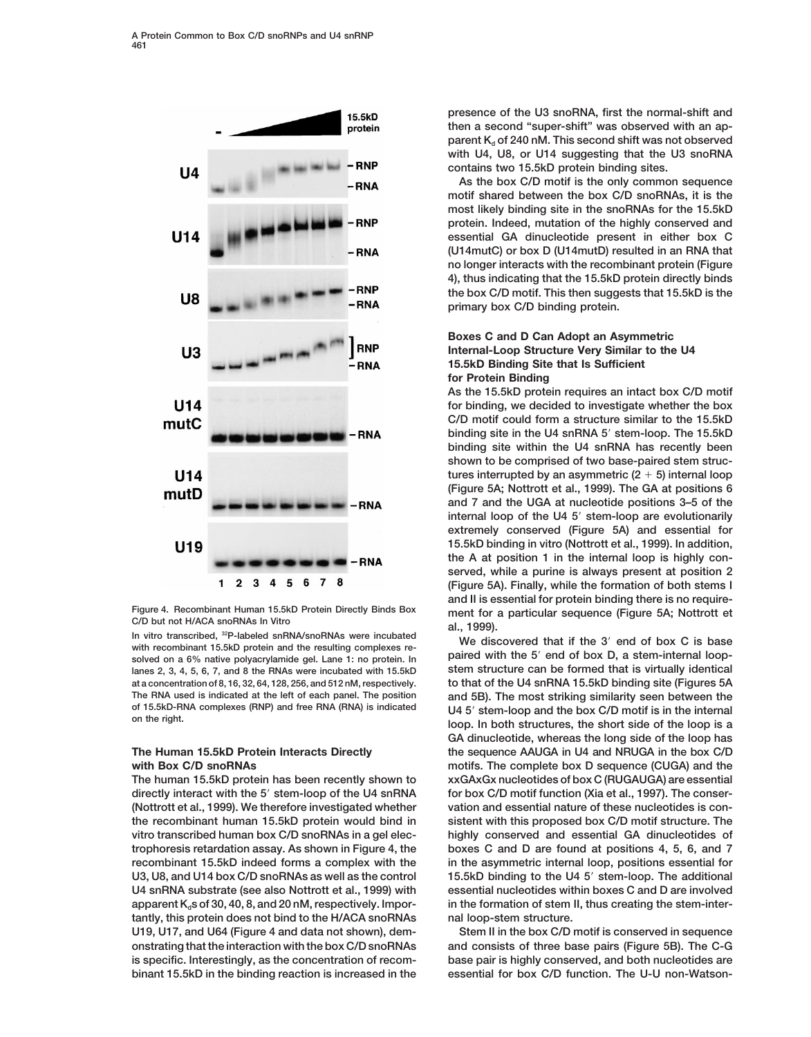Figure 4. Recombinant Human 15.5kD Protein Directly Binds Box C/D but not H/ACA snoRNAs In Vitro

In vitro transcribed, $^{32}$P-labeled snRNA/snoRNAs were incubated with recombinant 15.5kD protein and the resulting complexes resolved on a 6% native polyacrylamide gel. Lane 1: no protein. In lanes 2, 3, 4, 5, 6, 7, and 8 the RNAs were incubated with 15.5kD at a concentration of 8, 16, 32, 64, 128, 256, and 512 nM, respectively. The RNA used is indicated at the left of each panel. The position of 15.5kD-RNA complexes (RNP) and free RNA (RNA) is indicated on the right.

### The Human 15.5kD Protein Interacts Directly with Box C/D snoRNAs

The human 15.5kD protein has been recently shown to directly interact with the 5′ stem-loop of the U4 snRNA (Nottrott et al., 1999). We therefore investigated whether the recombinant human 15.5kD protein would bind in vitro transcribed human box C/D snoRNAs in a gel electrophoresis retardation assay. As shown in Figure 4, the recombinant 15.5kD indeed forms a complex with the U3, U8, and U14 box C/D snoRNAs as well as the control U4 snRNA substrate (see also Nottrott et al., 1999) with apparent $K_d$s of 30, 40, 8, and 20 nM, respectively. Importantly, this protein does not bind to the H/ACA snoRNAs U19, U17, and U64 (Figure 4 and data not shown), demonstrating that the interaction with the box C/D snoRNAs is specific. Interestingly, as the concentration of recombinant 15.5kD in the binding reaction is increased in the presence of the U3 snoRNA, first the normal-shift and then a second "super-shift" was observed with an apparent $K_d$ of 240 nM. This second shift was not observed with U4, U8, or U14 suggesting that the U3 snoRNA contains two 15.5kD protein binding sites.

As the box C/D motif is the only common sequence motif shared between the box C/D snoRNAs, it is the most likely binding site in the snoRNAs for the 15.5kD protein. Indeed, mutation of the highly conserved and essential GA dinucleotide present in either box C (U14mutC) or box D (U14mutD) resulted in an RNA that no longer interacts with the recombinant protein (Figure 4), thus indicating that the 15.5kD protein directly binds the box C/D motif. This then suggests that 15.5kD is the primary box C/D binding protein.

### Boxes C and D Can Adopt an Asymmetric Internal-Loop Structure Very Similar to the U4 15.5kD Binding Site that Is Sufficient for Protein Binding

As the 15.5kD protein requires an intact box C/D motif for binding, we decided to investigate whether the box C/D motif could form a structure similar to the 15.5kD binding site in the U4 snRNA 5′ stem-loop. The 15.5kD binding site within the U4 snRNA has recently been shown to be comprised of two base-paired stem structures interrupted by an asymmetric (2 + 5) internal loop (Figure 5A; Nottrott et al., 1999). The GA at positions 6 and 7 and the UGA at nucleotide positions 3–5 of the internal loop of the U4 5′ stem-loop are evolutionarily extremely conserved (Figure 5A) and essential for 15.5kD binding in vitro (Nottrott et al., 1999). In addition, the A at position 1 in the internal loop is highly conserved, while a purine is always present at position 2 (Figure 5A). Finally, while the formation of both stems I and II is essential for protein binding there is no requirement for a particular sequence (Figure 5A; Nottrott et al., 1999).

We discovered that if the 3′ end of box C is base paired with the 5′ end of box D, a stem-internal loop-stem structure can be formed that is virtually identical to that of the U4 snRNA 15.5kD binding site (Figures 5A and 5B). The most striking similarity seen between the U4 5′ stem-loop and the box C/D motif is in the internal loop. In both structures, the short side of the loop is a GA dinucleotide, whereas the long side of the loop has the sequence AAUGA in U4 and NRUGA in the box C/D motifs. The complete box D sequence (CUGA) and the xxGAxGx nucleotides of box C (RUGAUGA) are essential for box C/D motif function (Xia et al., 1997). The conservation and essential nature of these nucleotides is consistent with this proposed box C/D motif structure. The highly conserved and essential GA dinucleotides of boxes C and D are found at positions 4, 5, 6, and 7 in the asymmetric internal loop, positions essential for 15.5kD binding to the U4 5′ stem-loop. The additional essential nucleotides within boxes C and D are involved in the formation of stem II, thus creating the stem-internal loop-stem structure.

Stem II in the box C/D motif is conserved in sequence and consists of three base pairs (Figure 5B). The C-G base pair is highly conserved, and both nucleotides are essential for box C/D function. The U-U non-Watson-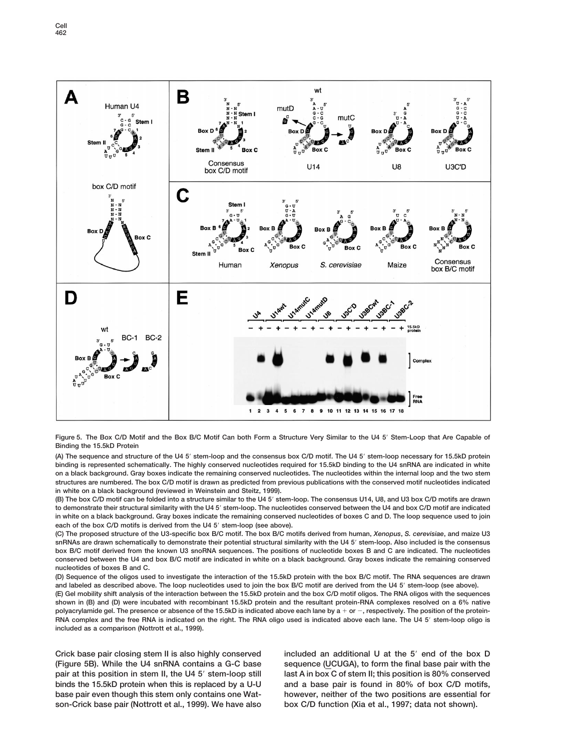Figure 5. The Box C/D Motif and the Box B/C Motif Can both Form a Structure Very Similar to the U4 5′ Stem-Loop that Are Capable of Binding the 15.5kD Protein

(A) The sequence and structure of the U4 5′ stem-loop and the consensus box C/D motif. The U4 5′ stem-loop necessary for 15.5kD protein binding is represented schematically. The highly conserved nucleotides required for 15.5kD binding to the U4 snRNA are indicated in white on a black background. Gray boxes indicate the remaining conserved nucleotides. The nucleotides within the internal loop and the two stem structures are numbered. The box C/D motif is drawn as predicted from previous publications with the conserved motif nucleotides indicated in white on a black background (reviewed in Weinstein and Steitz, 1999).

(B) The box C/D motif can be folded into a structure similar to the U4 5′ stem-loop. The consensus U14, U8, and U3 box C/D motifs are drawn to demonstrate their structural similarity with the U4 5′ stem-loop. The nucleotides conserved between the U4 and box C/D motif are indicated in white on a black background. Gray boxes indicate the remaining conserved nucleotides of boxes C and D. The loop sequence used to join each of the box C/D motifs is derived from the U4 5′ stem-loop (see above).

(C) The proposed structure of the U3-specific box B/C motif. The box B/C motifs derived from human, *Xenopus*, *S. cerevisiae*, and maize U3 snRNAs are drawn schematically to demonstrate their potential structural similarity with the U4 5′ stem-loop. Also included is the consensus box B/C motif derived from the known U3 snoRNA sequences. The positions of nucleotide boxes B and C are indicated. The nucleotides conserved between the U4 and box B/C motif are indicated in white on a black background. Gray boxes indicate the remaining conserved nucleotides of boxes B and C.

(D) Sequence of the oligos used to investigate the interaction of the 15.5kD protein with the box B/C motif. The RNA sequences are drawn and labeled as described above. The loop nucleotides used to join the box B/C motif are derived from the U4 5′ stem-loop (see above).

(E) Gel mobility shift analysis of the interaction between the 15.5kD protein and the box C/D motif oligos. The RNA oligos with the sequences shown in (B) and (D) were incubated with recombinant 15.5kD protein and the resultant protein-RNA complexes resolved on a 6% native polyacrylamide gel. The presence or absence of the 15.5kD is indicated above each lane by a + or −, respectively. The position of the protein-RNA complex and the free RNA is indicated on the right. The RNA oligo used is indicated above each lane. The U4 5′ stem-loop oligo is included as a comparison (Nottrott et al., 1999).

Crick base pair closing stem II is also highly conserved (Figure 5B). While the U4 snRNA contains a G-C base pair at this position in stem II, the U4 5′ stem-loop still binds the 15.5kD protein when this is replaced by a U-U base pair even though this stem only contains one Watson-Crick base pair (Nottrott et al., 1999). We have also included an additional U at the 5′ end of the box D sequence (UCUGA), to form the final base pair with the last A in box C of stem II; this position is 80% conserved and a base pair is found in 80% of box C/D motifs, however, neither of the two positions are essential for box C/D function (Xia et al., 1997; data not shown).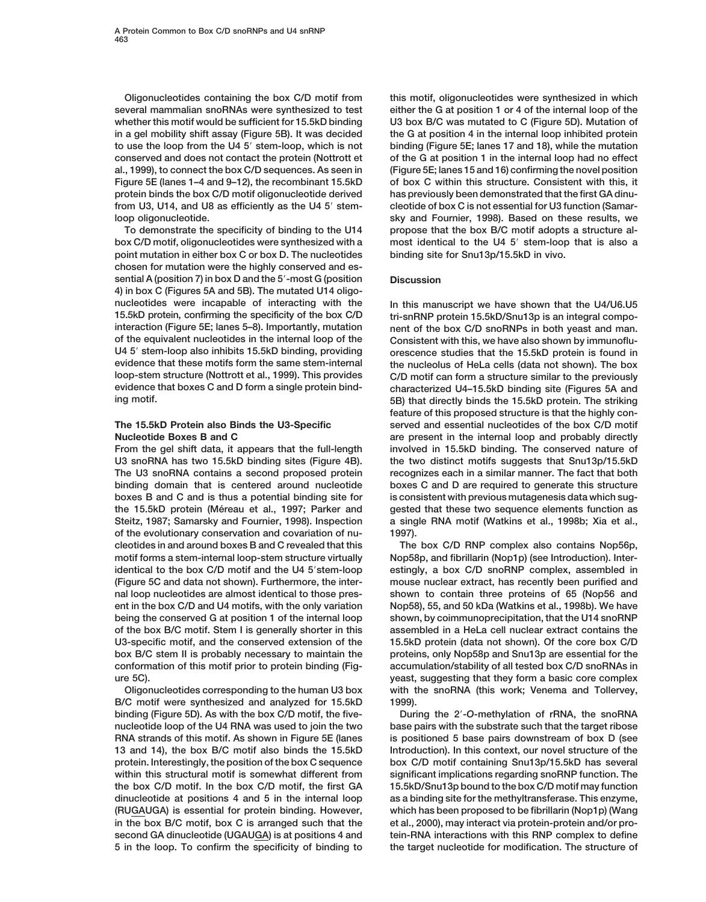Oligonucleotides containing the box C/D motif from several mammalian snoRNAs were synthesized to test whether this motif would be sufficient for 15.5kD binding in a gel mobility shift assay (Figure 5B). It was decided to use the loop from the U4 5′ stem-loop, which is not conserved and does not contact the protein (Nottrott et al., 1999), to connect the box C/D sequences. As seen in Figure 5E (lanes 1–4 and 9–12), the recombinant 15.5kD protein binds the box C/D motif oligonucleotide derived from U3, U14, and U8 as efficiently as the U4 5′ stem-loop oligonucleotide.

To demonstrate the specificity of binding to the U14 box C/D motif, oligonucleotides were synthesized with a point mutation in either box C or box D. The nucleotides chosen for mutation were the highly conserved and essential A (position 7) in box D and the 5′-most G (position 4) in box C (Figures 5A and 5B). The mutated U14 oligonucleotides were incapable of interacting with the 15.5kD protein, confirming the specificity of the box C/D interaction (Figure 5E; lanes 5–8). Importantly, mutation of the equivalent nucleotides in the internal loop of the U4 5′ stem-loop also inhibits 15.5kD binding, providing evidence that these motifs form the same stem-internal loop-stem structure (Nottrott et al., 1999). This provides evidence that boxes C and D form a single protein binding motif.

## The 15.5kD Protein also Binds the U3-Specific Nucleotide Boxes B and C

From the gel shift data, it appears that the full-length U3 snoRNA has two 15.5kD binding sites (Figure 4B). The U3 snoRNA contains a second proposed protein binding domain that is centered around nucleotide boxes B and C and is thus a potential binding site for the 15.5kD protein (Méreau et al., 1997; Parker and Steitz, 1987; Samarsky and Fournier, 1998). Inspection of the evolutionary conservation and covariation of nucleotides in and around boxes B and C revealed that this motif forms a stem-internal loop-stem structure virtually identical to the box C/D motif and the U4 5′stem-loop (Figure 5C and data not shown). Furthermore, the internal loop nucleotides are almost identical to those present in the box C/D and U4 motifs, with the only variation being the conserved G at position 1 of the internal loop of the box B/C motif. Stem I is generally shorter in this U3-specific motif, and the conserved extension of the box B/C stem II is probably necessary to maintain the conformation of this motif prior to protein binding (Figure 5C).

Oligonucleotides corresponding to the human U3 box B/C motif were synthesized and analyzed for 15.5kD binding (Figure 5D). As with the box C/D motif, the five-nucleotide loop of the U4 RNA was used to join the two RNA strands of this motif. As shown in Figure 5E (lanes 13 and 14), the box B/C motif also binds the 15.5kD protein. Interestingly, the position of the box C sequence within this structural motif is somewhat different from the box C/D motif. In the box C/D motif, the first GA dinucleotide at positions 4 and 5 in the internal loop (RUGAUGA) is essential for protein binding. However, in the box B/C motif, box C is arranged such that the second GA dinucleotide (UGAUGA) is at positions 4 and 5 in the loop. To confirm the specificity of binding to this motif, oligonucleotides were synthesized in which either the G at position 1 or 4 of the internal loop of the U3 box B/C was mutated to C (Figure 5D). Mutation of the G at position 4 in the internal loop inhibited protein binding (Figure 5E; lanes 17 and 18), while the mutation of the G at position 1 in the internal loop had no effect (Figure 5E; lanes 15 and 16) confirming the novel position of box C within this structure. Consistent with this, it has previously been demonstrated that the first GA dinucleotide of box C is not essential for U3 function (Samarsky and Fournier, 1998). Based on these results, we propose that the box B/C motif adopts a structure almost identical to the U4 5′ stem-loop that is also a binding site for Snu13p/15.5kD in vivo.

## Discussion

In this manuscript we have shown that the U4/U6.U5 tri-snRNP protein 15.5kD/Snu13p is an integral component of the box C/D snoRNPs in both yeast and man. Consistent with this, we have also shown by immunofluorescence studies that the 15.5kD protein is found in the nucleolus of HeLa cells (data not shown). The box C/D motif can form a structure similar to the previously characterized U4–15.5kD binding site (Figures 5A and 5B) that directly binds the 15.5kD protein. The striking feature of this proposed structure is that the highly conserved and essential nucleotides of the box C/D motif are present in the internal loop and probably directly involved in 15.5kD binding. The conserved nature of the two distinct motifs suggests that Snu13p/15.5kD recognizes each in a similar manner. The fact that both boxes C and D are required to generate this structure is consistent with previous mutagenesis data which suggested that these two sequence elements function as a single RNA motif (Watkins et al., 1998b; Xia et al., 1997).

The box C/D RNP complex also contains Nop56p, Nop58p, and fibrillarin (Nop1p) (see Introduction). Interestingly, a box C/D snoRNP complex, assembled in mouse nuclear extract, has recently been purified and shown to contain three proteins of 65 (Nop56 and Nop58), 55, and 50 kDa (Watkins et al., 1998b). We have shown, by coimmunoprecipitation, that the U14 snoRNP assembled in a HeLa cell nuclear extract contains the 15.5kD protein (data not shown). Of the core box C/D proteins, only Nop58p and Snu13p are essential for the accumulation/stability of all tested box C/D snoRNAs in yeast, suggesting that they form a basic core complex with the snoRNA (this work; Venema and Tollervey, 1999).

During the 2′-*O*-methylation of rRNA, the snoRNA base pairs with the substrate such that the target ribose is positioned 5 base pairs downstream of box D (see Introduction). In this context, our novel structure of the box C/D motif containing Snu13p/15.5kD has several significant implications regarding snoRNP function. The 15.5kD/Snu13p bound to the box C/D motif may function as a binding site for the methyltransferase. This enzyme, which has been proposed to be fibrillarin (Nop1p) (Wang et al., 2000), may interact via protein-protein and/or protein-RNA interactions with this RNP complex to define the target nucleotide for modification. The structure of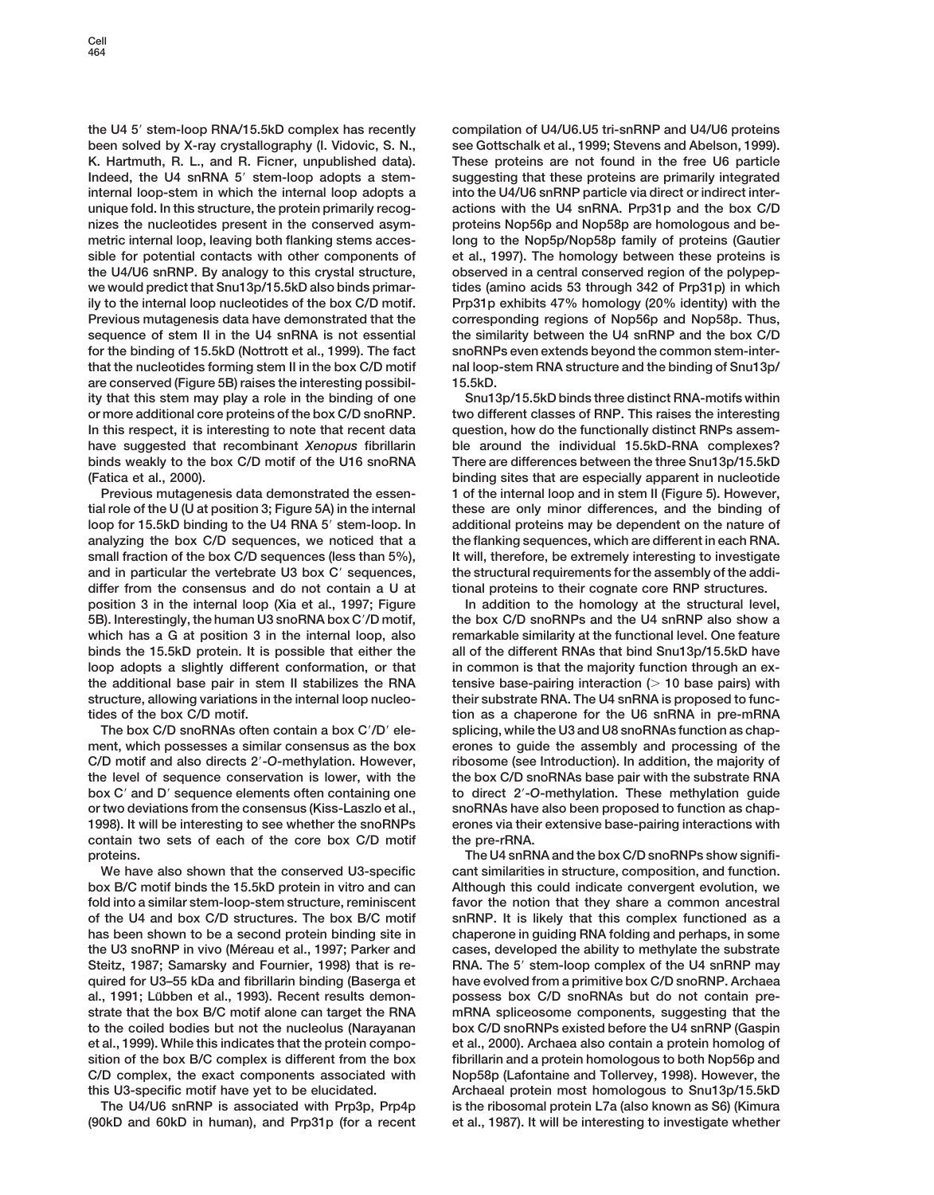the U4 5′ stem-loop RNA/15.5kD complex has recently been solved by X-ray crystallography (I. Vidovic, S. N., K. Hartmuth, R. L., and R. Ficner, unpublished data). Indeed, the U4 snRNA 5′ stem-loop adopts a stem-internal loop-stem in which the internal loop adopts a unique fold. In this structure, the protein primarily recognizes the nucleotides present in the conserved asymmetric internal loop, leaving both flanking stems accessible for potential contacts with other components of the U4/U6 snRNP. By analogy to this crystal structure, we would predict that Snu13p/15.5kD also binds primarily to the internal loop nucleotides of the box C/D motif. Previous mutagenesis data have demonstrated that the sequence of stem II in the U4 snRNA is not essential for the binding of 15.5kD (Nottrott et al., 1999). The fact that the nucleotides forming stem II in the box C/D motif are conserved (Figure 5B) raises the interesting possibility that this stem may play a role in the binding of one or more additional core proteins of the box C/D snoRNP. In this respect, it is interesting to note that recent data have suggested that recombinant *Xenopus* fibrillarin binds weakly to the box C/D motif of the U16 snoRNA (Fatica et al., 2000).

Previous mutagenesis data demonstrated the essential role of the U (U at position 3; Figure 5A) in the internal loop for 15.5kD binding to the U4 RNA 5′ stem-loop. In analyzing the box C/D sequences, we noticed that a small fraction of the box C/D sequences (less than 5%), and in particular the vertebrate U3 box C′ sequences, differ from the consensus and do not contain a U at position 3 in the internal loop (Xia et al., 1997; Figure 5B). Interestingly, the human U3 snoRNA box C′/D motif, which has a G at position 3 in the internal loop, also binds the 15.5kD protein. It is possible that either the loop adopts a slightly different conformation, or that the additional base pair in stem II stabilizes the RNA structure, allowing variations in the internal loop nucleotides of the box C/D motif.

The box C/D snoRNAs often contain a box C′/D′ element, which possesses a similar consensus as the box C/D motif and also directs 2′-*O*-methylation. However, the level of sequence conservation is lower, with the box C′ and D′ sequence elements often containing one or two deviations from the consensus (Kiss-Laszlo et al., 1998). It will be interesting to see whether the snoRNPs contain two sets of each of the core box C/D motif proteins.

We have also shown that the conserved U3-specific box B/C motif binds the 15.5kD protein in vitro and can fold into a similar stem-loop-stem structure, reminiscent of the U4 and box C/D structures. The box B/C motif has been shown to be a second protein binding site in the U3 snoRNP in vivo (Méreau et al., 1997; Parker and Steitz, 1987; Samarsky and Fournier, 1998) that is required for U3–55 kDa and fibrillarin binding (Baserga et al., 1991; Lübben et al., 1993). Recent results demonstrate that the box B/C motif alone can target the RNA to the coiled bodies but not the nucleolus (Narayanan et al., 1999). While this indicates that the protein composition of the box B/C complex is different from the box C/D complex, the exact components associated with this U3-specific motif have yet to be elucidated.

The U4/U6 snRNP is associated with Prp3p, Prp4p (90kD and 60kD in human), and Prp31p (for a recent compilation of U4/U6.U5 tri-snRNP and U4/U6 proteins see Gottschalk et al., 1999; Stevens and Abelson, 1999). These proteins are not found in the free U6 particle suggesting that these proteins are primarily integrated into the U4/U6 snRNP particle via direct or indirect interactions with the U4 snRNA. Prp31p and the box C/D proteins Nop56p and Nop58p are homologous and belong to the Nop5p/Nop58p family of proteins (Gautier et al., 1997). The homology between these proteins is observed in a central conserved region of the polypeptides (amino acids 53 through 342 of Prp31p) in which Prp31p exhibits 47% homology (20% identity) with the corresponding regions of Nop56p and Nop58p. Thus, the similarity between the U4 snRNP and the box C/D snoRNPs even extends beyond the common stem-internal loop-stem RNA structure and the binding of Snu13p/15.5kD.

Snu13p/15.5kD binds three distinct RNA-motifs within two different classes of RNP. This raises the interesting question, how do the functionally distinct RNPs assemble around the individual 15.5kD-RNA complexes? There are differences between the three Snu13p/15.5kD binding sites that are especially apparent in nucleotide 1 of the internal loop and in stem II (Figure 5). However, these are only minor differences, and the binding of additional proteins may be dependent on the nature of the flanking sequences, which are different in each RNA. It will, therefore, be extremely interesting to investigate the structural requirements for the assembly of the additional proteins to their cognate core RNP structures.

In addition to the homology at the structural level, the box C/D snoRNPs and the U4 snRNP also show a remarkable similarity at the functional level. One feature in common is that the majority function through an extensive base-pairing interaction (> 10 base pairs) with their substrate RNA. The U4 snRNA is proposed to function as a chaperone for the U6 snRNA in pre-mRNA splicing, while the U3 and U8 snoRNAs function as chaperones to guide the assembly and processing of the ribosome (see Introduction). In addition, the majority of the box C/D snoRNAs base pair with the substrate RNA to direct 2′-*O*-methylation. These methylation guide snoRNAs have also been proposed to function as chaperones via their extensive base-pairing interactions with the pre-rRNA.

The U4 snRNA and the box C/D snoRNPs show significant similarities in structure, composition, and function. Although this could indicate convergent evolution, we favor the notion that they share a common ancestral snRNP. It is likely that this complex functioned as a chaperone in guiding RNA folding and perhaps, in some cases, developed the ability to methylate the substrate RNA. The 5′ stem-loop complex of the U4 snRNP may have evolved from a primitive box C/D snoRNP. Archaea possess box C/D snoRNAs but do not contain pre-mRNA spliceosome components, suggesting that the box C/D snoRNPs existed before the U4 snRNP (Gaspin et al., 2000). Archaea also contain a protein homolog of fibrillarin and a protein homologous to both Nop56p and Nop58p (Lafontaine and Tollervey, 1998). However, the Archaeal protein most homologous to Snu13p/15.5kD is the ribosomal protein L7a (also known as S6) (Kimura et al., 1987). It will be interesting to investigate whether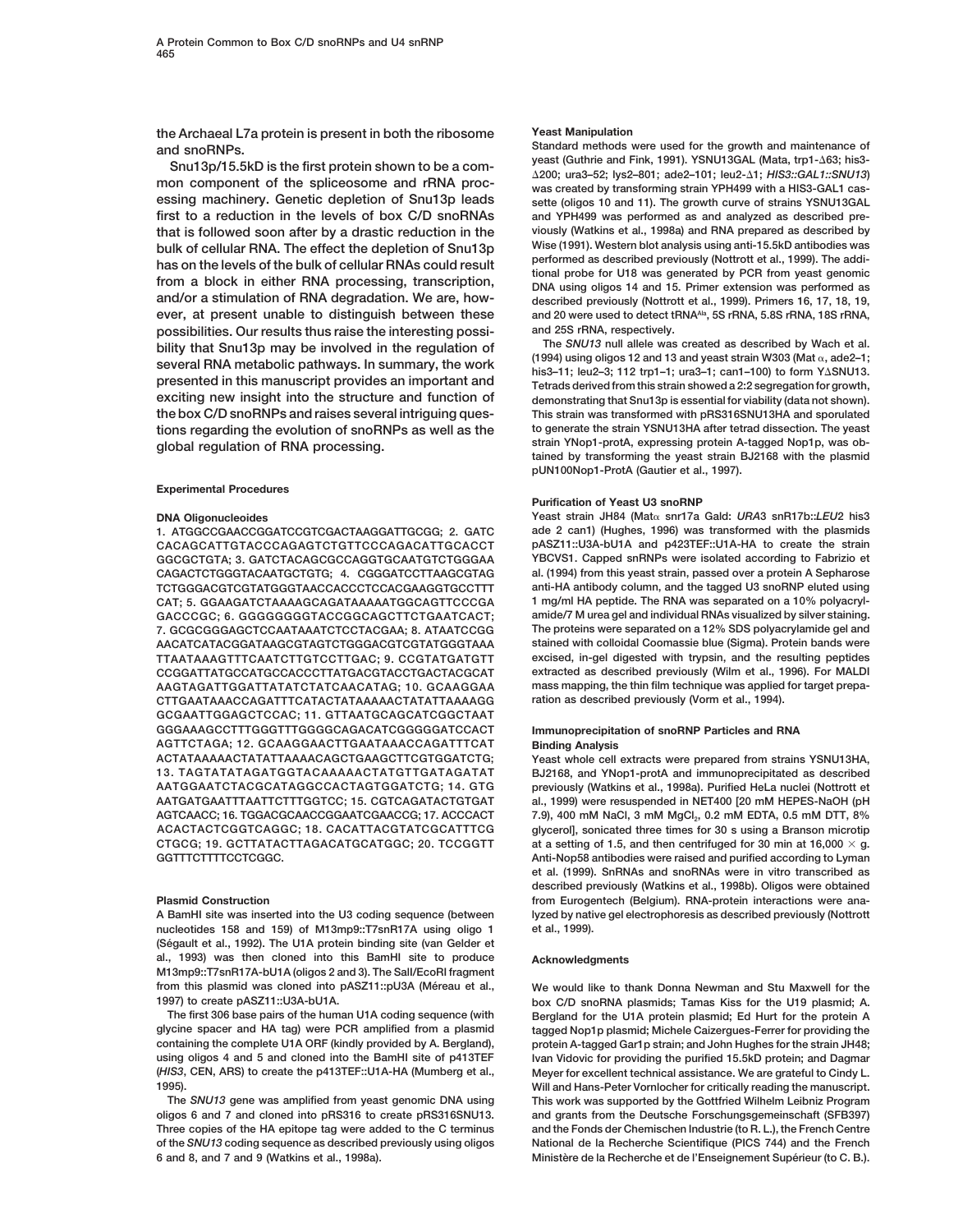the Archaeal L7a protein is present in both the ribosome and snoRNPs.

Snu13p/15.5kD is the first protein shown to be a common component of the spliceosome and rRNA processing machinery. Genetic depletion of Snu13p leads first to a reduction in the levels of box C/D snoRNAs that is followed soon after by a drastic reduction in the bulk of cellular RNA. The effect the depletion of Snu13p has on the levels of the bulk of cellular RNAs could result from a block in either RNA processing, transcription, and/or a stimulation of RNA degradation. We are, however, at present unable to distinguish between these possibilities. Our results thus raise the interesting possibility that Snu13p may be involved in the regulation of several RNA metabolic pathways. In summary, the work presented in this manuscript provides an important and exciting new insight into the structure and function of the box C/D snoRNPs and raises several intriguing questions regarding the evolution of snoRNPs as well as the global regulation of RNA processing.

## Experimental Procedures

### DNA Oligonucleoides

1. ATGGCCGAACCGGATCCGTCGACTAAGGATTGCGG; 2. GATCCACAGCATTGTACCCAGAGTCTGTTCCCAGACATTGCACCTGGCGCTGTA; 3. GATCTACAGCGCCAGGTGCAATGTCTGGGAACAGACTCTGGGTACAATGCTGTG; 4. CGGGATCCTTAAGCGTAGTCTGGGACGTCGTATGGGTAACCACCCTCCACGAAGGTGCCTTTCAT; 5. GGAAGATCTAAAAGCAGATAAAAATGGCAGTTCCCGAGACCGC; 6. GGGGGGGGTACCGGCAGCTTCTGAATCACT; 7. GCGCGGGAGCTCCAATAAATCTCCTACGAA; 8. ATAATCCGGAACATCATACGGATAAGCGTAGTCTGGGACGTCGTATGGGTAAATTAATAAAGTTTCAATCTTGTCCTTGAC; 9. CCGTATGATGTTCCGGATTATGCCATGCCACCCTTATGACGTACCTGACTACGCATAAGTAGATTGGATTATATCTATCAACATAG; 10. GCAAGGAACTTGAATAAACCAGATTTCATACTATAAAAACTATATTAAAAGGGCGAATTGGAGCTCCAC; 11. GTTAATGCAGCATCGGCTAATGGGAAAGCCTTTGGGTTTGGGGCAGACATCGGGGGATCCACTAGTTCTAGA; 12. GCAAGGAACTTGAATAAACCAGATTTCATACTATAAAAACTATATTAAAACAGCTGAAGCTTCGTGGATCTG; 13. TAGTATATAGATGGTACAAAAACTATGTTGATAGATATAATGGAATCTACGCATAGGCCACTAGTGGATCTG; 14. GTGAATGATGAATTTAATTCTTTGGTCC; 15. CGTCAGATACTGTGATAGTCAACC; 16. TGGACGCAACCGGAATCGAACCG; 17. ACCCACTACACTACTCGGTCAGGC; 18. CACATTACGTATCGCATTTCGCTGCG; 19. GCTTATACTTAGACATGCATGGC; 20. TCCGGTTGGTTTCTTTTCCTCGGC.

### Plasmid Construction

A BamHI site was inserted into the U3 coding sequence (between nucleotides 158 and 159) of M13mp9::T7snR17A using oligo 1 (Ségault et al., 1992). The U1A protein binding site (van Gelder et al., 1993) was then cloned into this BamHI site to produce M13mp9::T7snR17A-bU1A (oligos 2 and 3). The SalI/EcoRI fragment from this plasmid was cloned into pASZ11::pU3A (Méreau et al., 1997) to create pASZ11::U3A-bU1A.

The first 306 base pairs of the human U1A coding sequence (with glycine spacer and HA tag) were PCR amplified from a plasmid containing the complete U1A ORF (kindly provided by A. Bergland), using oligos 4 and 5 and cloned into the BamHI site of p413TEF (*HIS3*, CEN, ARS) to create the p413TEF::U1A-HA (Mumberg et al., 1995).

The *SNU13* gene was amplified from yeast genomic DNA using oligos 6 and 7 and cloned into pRS316 to create pRS316SNU13. Three copies of the HA epitope tag were added to the C terminus of the *SNU13* coding sequence as described previously using oligos 6 and 8, and 7 and 9 (Watkins et al., 1998a).

### Yeast Manipulation

Standard methods were used for the growth and maintenance of yeast (Guthrie and Fink, 1991). YSNU13GAL (Mata, trp1-Δ63; his3-Δ200; ura3–52; lys2–801; ade2–101; leu2-Δ1; *HIS3::GAL1::SNU13*) was created by transforming strain YPH499 with a HIS3-GAL1 cassette (oligos 10 and 11). The growth curve of strains YSNU13GAL and YPH499 was performed as and analyzed as described previously (Watkins et al., 1998a) and RNA prepared as described by Wise (1991). Western blot analysis using anti-15.5kD antibodies was performed as described previously (Nottrott et al., 1999). The additional probe for U18 was generated by PCR from yeast genomic DNA using oligos 14 and 15. Primer extension was performed as described previously (Nottrott et al., 1999). Primers 16, 17, 18, 19, and 20 were used to detect tRNA[Ala], 5S rRNA, 5.8S rRNA, 18S rRNA, and 25S rRNA, respectively.

The *SNU13* null allele was created as described by Wach et al. (1994) using oligos 12 and 13 and yeast strain W303 (Mat α, ade2–1; his3–11; leu2–3; 112 trp1–1; ura3–1; can1–100) to form YΔSNU13. Tetrads derived from this strain showed a 2:2 segregation for growth, demonstrating that Snu13p is essential for viability (data not shown). This strain was transformed with pRS316SNU13HA and sporulated to generate the strain YSNU13HA after tetrad dissection. The yeast strain YNop1-protA, expressing protein A-tagged Nop1p, was obtained by transforming the yeast strain BJ2168 with the plasmid pUN100Nop1-ProtA (Gautier et al., 1997).

### Purification of Yeast U3 snoRNP

Yeast strain JH84 (Matα snr17a Gald: *URA*3 snR17b::*LEU*2 his3 ade 2 can1) (Hughes, 1996) was transformed with the plasmids pASZ11::U3A-bU1A and p423TEF::U1A-HA to create the strain YBCVS1. Capped snRNPs were isolated according to Fabrizio et al. (1994) from this yeast strain, passed over a protein A Sepharose anti-HA antibody column, and the tagged U3 snoRNP eluted using 1 mg/ml HA peptide. The RNA was separated on a 10% polyacrylamide/7 M urea gel and individual RNAs visualized by silver staining. The proteins were separated on a 12% SDS polyacrylamide gel and stained with colloidal Coomassie blue (Sigma). Protein bands were excised, in-gel digested with trypsin, and the resulting peptides extracted as described previously (Wilm et al., 1996). For MALDI mass mapping, the thin film technique was applied for target preparation as described previously (Vorm et al., 1994).

### Immunoprecipitation of snoRNP Particles and RNA Binding Analysis

Yeast whole cell extracts were prepared from strains YSNU13HA, BJ2168, and YNop1-protA and immunoprecipitated as described previously (Watkins et al., 1998a). Purified HeLa nuclei (Nottrott et al., 1999) were resuspended in NET400 [20 mM HEPES-NaOH (pH 7.9), 400 mM NaCl, 3 mM $MgCl_2$, 0.2 mM EDTA, 0.5 mM DTT, 8% glycerol], sonicated three times for 30 s using a Branson microtip at a setting of 1.5, and then centrifuged for 30 min at 16,000 × g. Anti-Nop58 antibodies were raised and purified according to Lyman et al. (1999). SnRNAs and snoRNAs were in vitro transcribed as described previously (Watkins et al., 1998b). Oligos were obtained from Eurogentech (Belgium). RNA-protein interactions were analyzed by native gel electrophoresis as described previously (Nottrott et al., 1999).

## Acknowledgments

We would like to thank Donna Newman and Stu Maxwell for the box C/D snoRNA plasmids; Tamas Kiss for the U19 plasmid; A. Bergland for the U1A protein plasmid; Ed Hurt for the protein A tagged Nop1p plasmid; Michele Caizergues-Ferrer for providing the protein A-tagged Gar1p strain; and John Hughes for the strain JH48; Ivan Vidovic for providing the purified 15.5kD protein; and Dagmar Meyer for excellent technical assistance. We are grateful to Cindy L. Will and Hans-Peter Vornlocher for critically reading the manuscript. This work was supported by the Gottfried Wilhelm Leibniz Program and grants from the Deutsche Forschungsgemeinschaft (SFB397) and the Fonds der Chemischen Industrie (to R. L.), the French Centre National de la Recherche Scientifique (PICS 744) and the French Ministère de la Recherche et de l'Enseignement Supérieur (to C. B.).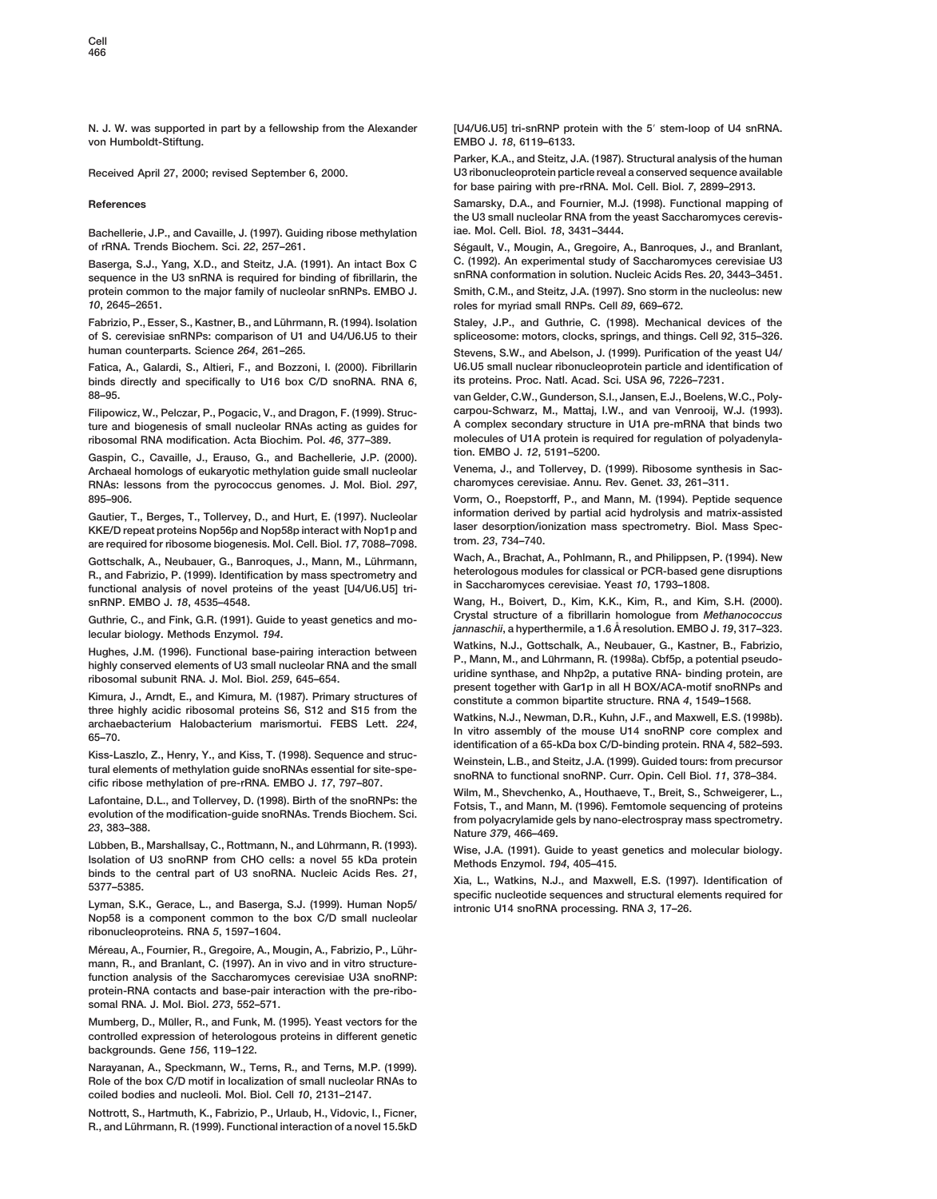N. J. W. was supported in part by a fellowship from the Alexander von Humboldt-Stiftung.

Received April 27, 2000; revised September 6, 2000.

## References

Bachellerie, J.P., and Cavaille, J. (1997). Guiding ribose methylation of rRNA. Trends Biochem. Sci. *22*, 257–261.

Baserga, S.J., Yang, X.D., and Steitz, J.A. (1991). An intact Box C sequence in the U3 snRNA is required for binding of fibrillarin, the protein common to the major family of nucleolar snRNPs. EMBO J. *10*, 2645–2651.

Fabrizio, P., Esser, S., Kastner, B., and Lührmann, R. (1994). Isolation of S. cerevisiae snRNPs: comparison of U1 and U4/U6.U5 to their human counterparts. Science *264*, 261–265.

Fatica, A., Galardi, S., Altieri, F., and Bozzoni, I. (2000). Fibrillarin binds directly and specifically to U16 box C/D snoRNA. RNA *6*, 88–95.

Filipowicz, W., Pelczar, P., Pogacic, V., and Dragon, F. (1999). Structure and biogenesis of small nucleolar RNAs acting as guides for ribosomal RNA modification. Acta Biochim. Pol. *46*, 377–389.

Gaspin, C., Cavaille, J., Erauso, G., and Bachellerie, J.P. (2000). Archaeal homologs of eukaryotic methylation guide small nucleolar RNAs: lessons from the pyrococcus genomes. J. Mol. Biol. *297*, 895–906.

Gautier, T., Berges, T., Tollervey, D., and Hurt, E. (1997). Nucleolar KKE/D repeat proteins Nop56p and Nop58p interact with Nop1p and are required for ribosome biogenesis. Mol. Cell. Biol. *17*, 7088–7098.

Gottschalk, A., Neubauer, G., Banroques, J., Mann, M., Lührmann, R., and Fabrizio, P. (1999). Identification by mass spectrometry and functional analysis of novel proteins of the yeast [U4/U6.U5] tri-snRNP. EMBO J. *18*, 4535–4548.

Guthrie, C., and Fink, G.R. (1991). Guide to yeast genetics and molecular biology. Methods Enzymol. *194*.

Hughes, J.M. (1996). Functional base-pairing interaction between highly conserved elements of U3 small nucleolar RNA and the small ribosomal subunit RNA. J. Mol. Biol. *259*, 645–654.

Kimura, J., Arndt, E., and Kimura, M. (1987). Primary structures of three highly acidic ribosomal proteins S6, S12 and S15 from the archaebacterium Halobacterium marismortui. FEBS Lett. *224*, 65–70.

Kiss-Laszlo, Z., Henry, Y., and Kiss, T. (1998). Sequence and structural elements of methylation guide snoRNAs essential for site-specific ribose methylation of pre-rRNA. EMBO J. *17*, 797–807.

Lafontaine, D.L., and Tollervey, D. (1998). Birth of the snoRNPs: the evolution of the modification-guide snoRNAs. Trends Biochem. Sci. *23*, 383–388.

Lübben, B., Marshallsay, C., Rottmann, N., and Lührmann, R. (1993). Isolation of U3 snoRNP from CHO cells: a novel 55 kDa protein binds to the central part of U3 snoRNA. Nucleic Acids Res. *21*, 5377–5385.

Lyman, S.K., Gerace, L., and Baserga, S.J. (1999). Human Nop5/Nop58 is a component common to the box C/D small nucleolar ribonucleoproteins. RNA *5*, 1597–1604.

Méreau, A., Fournier, R., Gregoire, A., Mougin, A., Fabrizio, P., Lührmann, R., and Branlant, C. (1997). An in vivo and in vitro structure-function analysis of the Saccharomyces cerevisiae U3A snoRNP: protein-RNA contacts and base-pair interaction with the pre-ribosomal RNA. J. Mol. Biol. *273*, 552–571.

Mumberg, D., Müller, R., and Funk, M. (1995). Yeast vectors for the controlled expression of heterologous proteins in different genetic backgrounds. Gene *156*, 119–122.

Narayanan, A., Speckmann, W., Terns, R., and Terns, M.P. (1999). Role of the box C/D motif in localization of small nucleolar RNAs to coiled bodies and nucleoli. Mol. Biol. Cell *10*, 2131–2147.

Nottrott, S., Hartmuth, K., Fabrizio, P., Urlaub, H., Vidovic, I., Ficner, R., and Lührmann, R. (1999). Functional interaction of a novel 15.5kD [U4/U6.U5] tri-snRNP protein with the 5′ stem-loop of U4 snRNA. EMBO J. *18*, 6119–6133.

Parker, K.A., and Steitz, J.A. (1987). Structural analysis of the human U3 ribonucleoprotein particle reveal a conserved sequence available for base pairing with pre-rRNA. Mol. Cell. Biol. *7*, 2899–2913.

Samarsky, D.A., and Fournier, M.J. (1998). Functional mapping of the U3 small nucleolar RNA from the yeast Saccharomyces cerevisiae. Mol. Cell. Biol. *18*, 3431–3444.

Ségault, V., Mougin, A., Gregoire, A., Banroques, J., and Branlant, C. (1992). An experimental study of Saccharomyces cerevisiae U3 snRNA conformation in solution. Nucleic Acids Res. *20*, 3443–3451.

Smith, C.M., and Steitz, J.A. (1997). Sno storm in the nucleolus: new roles for myriad small RNPs. Cell *89*, 669–672.

Staley, J.P., and Guthrie, C. (1998). Mechanical devices of the spliceosome: motors, clocks, springs, and things. Cell *92*, 315–326.

Stevens, S.W., and Abelson, J. (1999). Purification of the yeast U4/U6.U5 small nuclear ribonucleoprotein particle and identification of its proteins. Proc. Natl. Acad. Sci. USA *96*, 7226–7231.

van Gelder, C.W., Gunderson, S.I., Jansen, E.J., Boelens, W.C., Polycarpou-Schwarz, M., Mattaj, I.W., and van Venrooij, W.J. (1993). A complex secondary structure in U1A pre-mRNA that binds two molecules of U1A protein is required for regulation of polyadenylation. EMBO J. *12*, 5191–5200.

Venema, J., and Tollervey, D. (1999). Ribosome synthesis in Saccharomyces cerevisiae. Annu. Rev. Genet. *33*, 261–311.

Vorm, O., Roepstorff, P., and Mann, M. (1994). Peptide sequence information derived by partial acid hydrolysis and matrix-assisted laser desorption/ionization mass spectrometry. Biol. Mass Spectrom. *23*, 734–740.

Wach, A., Brachat, A., Pohlmann, R., and Philippsen, P. (1994). New heterologous modules for classical or PCR-based gene disruptions in Saccharomyces cerevisiae. Yeast *10*, 1793–1808.

Wang, H., Boivert, D., Kim, K.K., Kim, R., and Kim, S.H. (2000). Crystal structure of a fibrillarin homologue from *Methanococcus jannaschii*, a hyperthermile, a 1.6 Å resolution. EMBO J. *19*, 317–323.

Watkins, N.J., Gottschalk, A., Neubauer, G., Kastner, B., Fabrizio, P., Mann, M., and Lührmann, R. (1998a). Cbf5p, a potential pseudouridine synthase, and Nhp2p, a putative RNA- binding protein, are present together with Gar1p in all H BOX/ACA-motif snoRNPs and constitute a common bipartite structure. RNA *4*, 1549–1568.

Watkins, N.J., Newman, D.R., Kuhn, J.F., and Maxwell, E.S. (1998b). In vitro assembly of the mouse U14 snoRNP core complex and identification of a 65-kDa box C/D-binding protein. RNA *4*, 582–593.

Weinstein, L.B., and Steitz, J.A. (1999). Guided tours: from precursor snoRNA to functional snoRNP. Curr. Opin. Cell Biol. *11*, 378–384.

Wilm, M., Shevchenko, A., Houthaeve, T., Breit, S., Schweigerer, L., Fotsis, T., and Mann, M. (1996). Femtomole sequencing of proteins from polyacrylamide gels by nano-electrospray mass spectrometry. Nature *379*, 466–469.

Wise, J.A. (1991). Guide to yeast genetics and molecular biology. Methods Enzymol. *194*, 405–415.

Xia, L., Watkins, N.J., and Maxwell, E.S. (1997). Identification of specific nucleotide sequences and structural elements required for intronic U14 snoRNA processing. RNA *3*, 17–26.